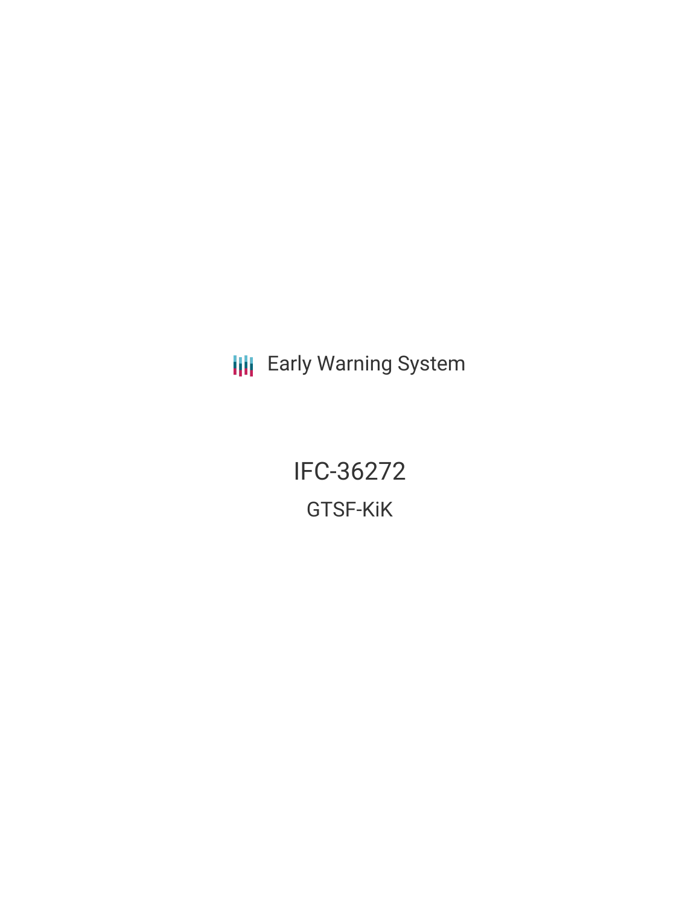Early Warning System

# IFC-36272

## GTSF-KiK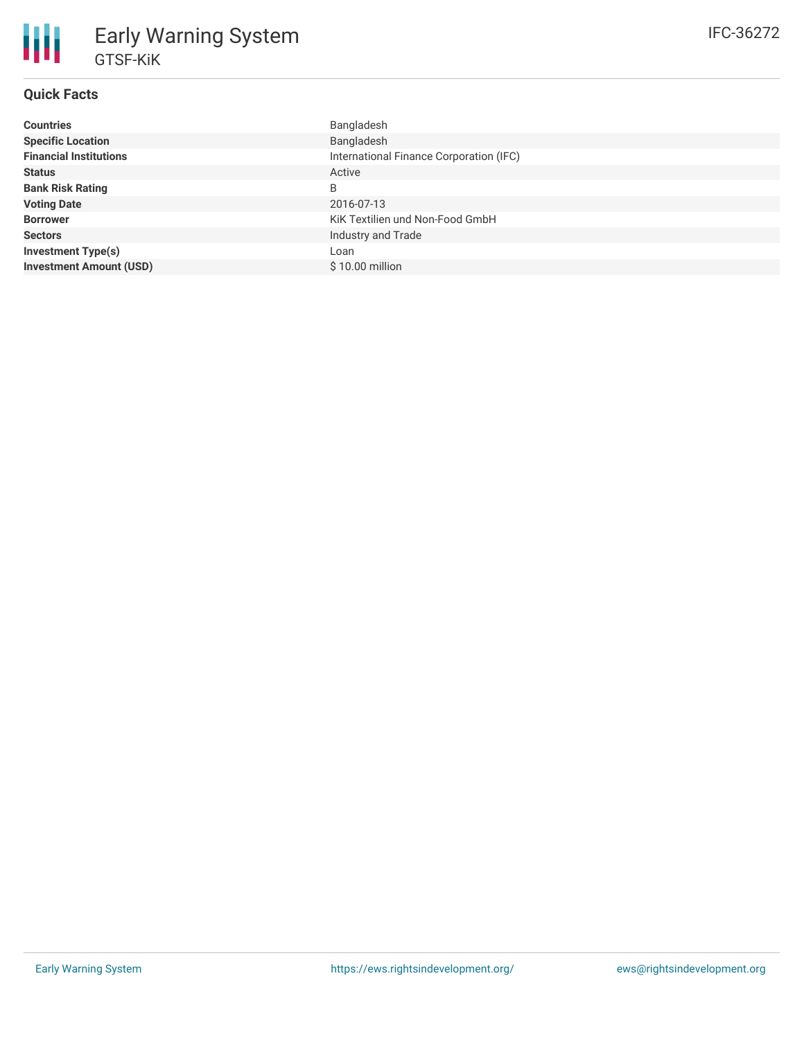# Early Warning System

GTSF-KiK

IFC-36272

## Quick Facts

| | |
|---|---|
| **Countries** | Bangladesh |
| **Specific Location** | Bangladesh |
| **Financial Institutions** | International Finance Corporation (IFC) |
| **Status** | Active |
| **Bank Risk Rating** | B |
| **Voting Date** | 2016-07-13 |
| **Borrower** | KiK Textilien und Non-Food GmbH |
| **Sectors** | Industry and Trade |
| **Investment Type(s)** | Loan |
| **Investment Amount (USD)** | $ 10.00 million |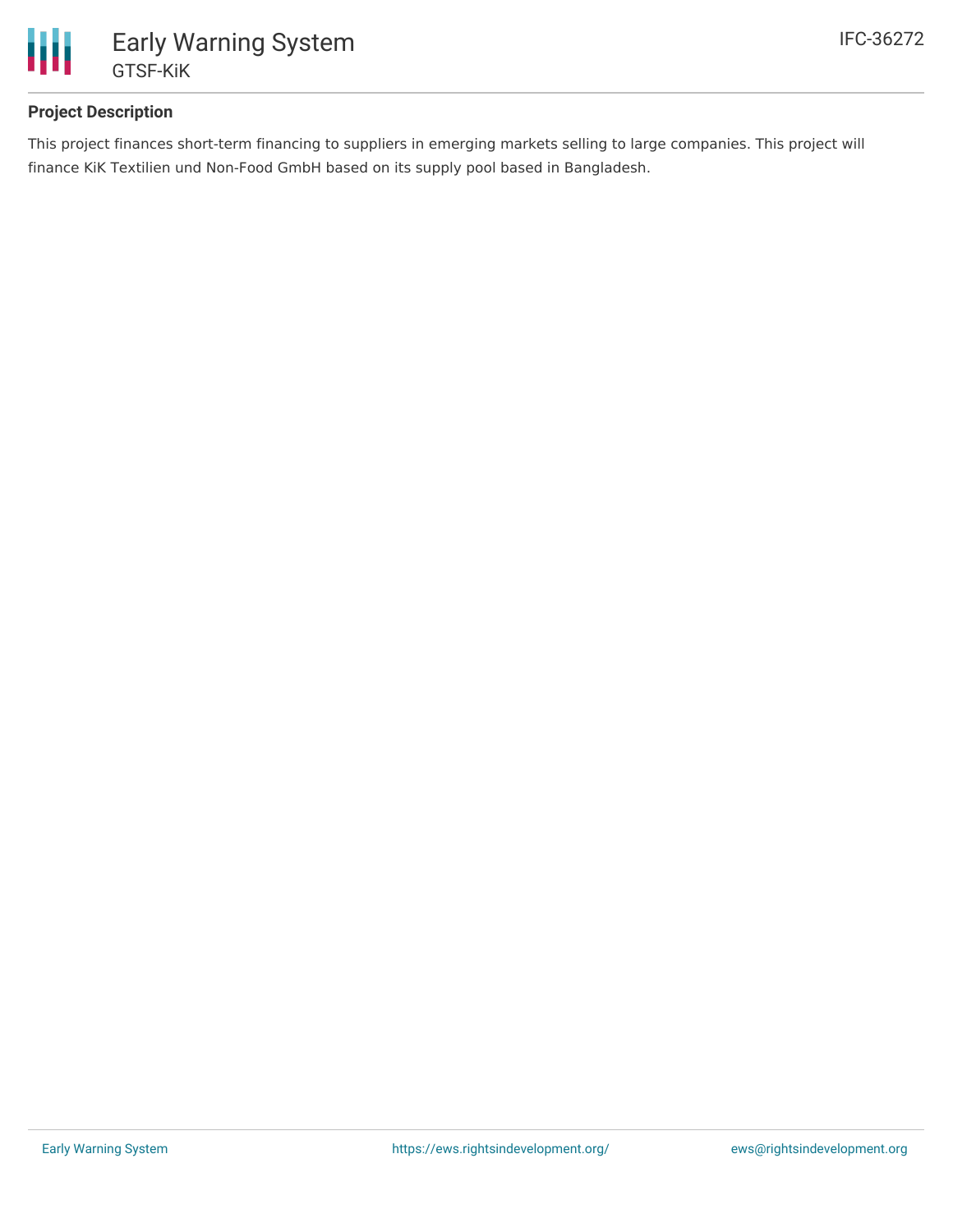## Project Description

This project finances short-term financing to suppliers in emerging markets selling to large companies. This project will finance KiK Textilien und Non-Food GmbH based on its supply pool based in Bangladesh.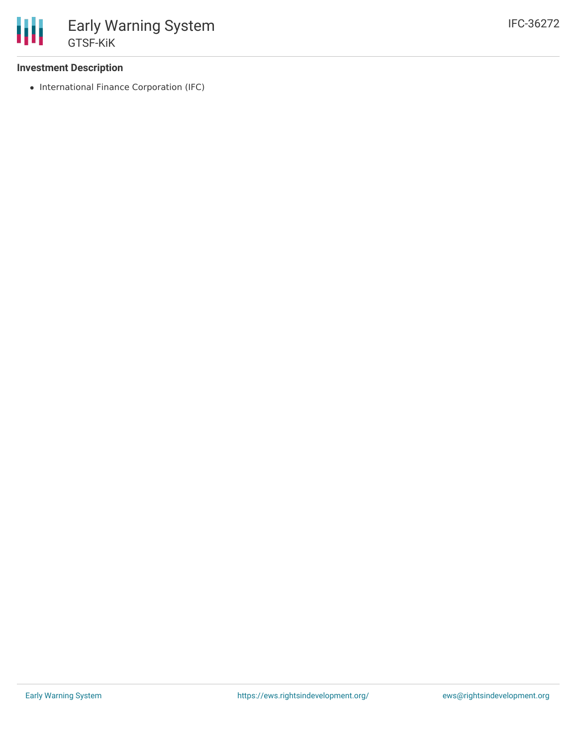**Investment Description**

- International Finance Corporation (IFC)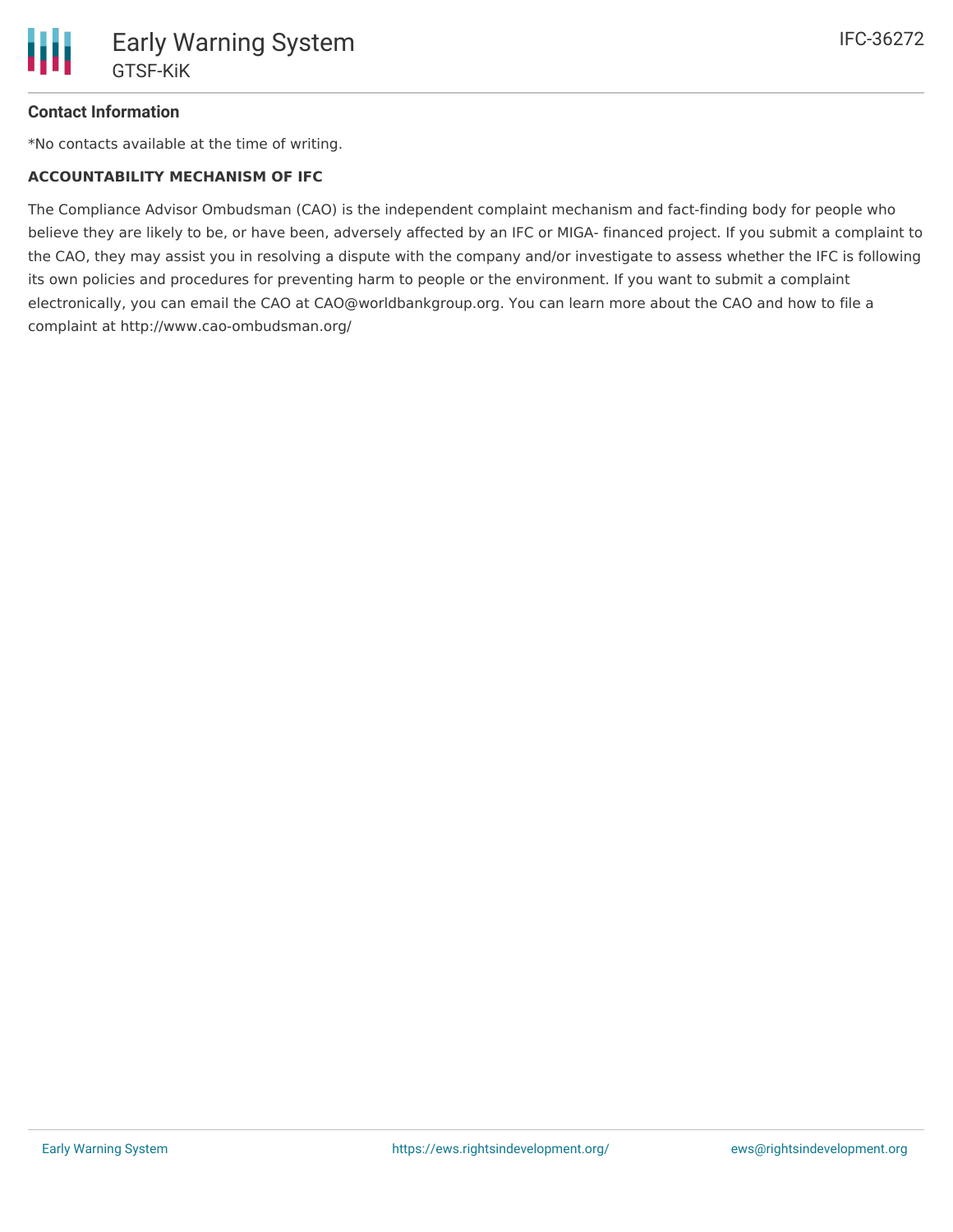**Contact Information**

*No contacts available at the time of writing.

**ACCOUNTABILITY MECHANISM OF IFC**

The Compliance Advisor Ombudsman (CAO) is the independent complaint mechanism and fact-finding body for people who believe they are likely to be, or have been, adversely affected by an IFC or MIGA- financed project. If you submit a complaint to the CAO, they may assist you in resolving a dispute with the company and/or investigate to assess whether the IFC is following its own policies and procedures for preventing harm to people or the environment. If you want to submit a complaint electronically, you can email the CAO at CAO@worldbankgroup.org. You can learn more about the CAO and how to file a complaint at http://www.cao-ombudsman.org/